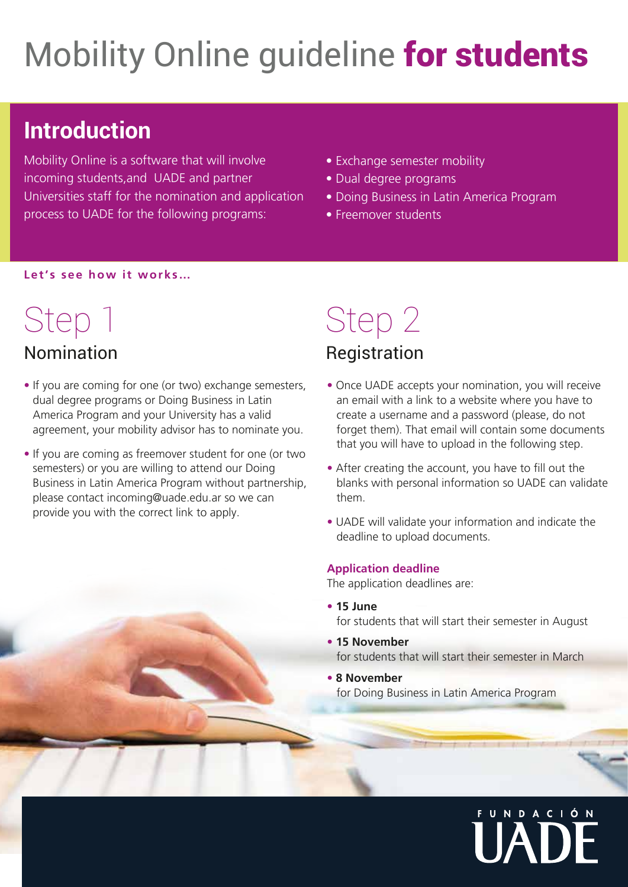# Mobility Online guideline **for students**

## Introduction

Mobility Online is a software that will involve incoming students,and UADE and partner Universities staff for the nomination and application process to UADE for the following programs:

- Exchange semester mobility
- Dual degree programs
- Doing Business in Latin America Program
- Freemover students

**Let's see how it works...**

## Step 1

### Nomination

- If you are coming for one (or two) exchange semesters, dual degree programs or Doing Business in Latin America Program and your University has a valid agreement, your mobility advisor has to nominate you.
- If you are coming as freemover student for one (or two semesters) or you are willing to attend our Doing Business in Latin America Program without partnership, please contact incoming@uade.edu.ar so we can provide you with the correct link to apply.

## Step 2

### Registration

- Once UADE accepts your nomination, you will receive an email with a link to a website where you have to create a username and a password (please, do not forget them). That email will contain some documents that you will have to upload in the following step.
- After creating the account, you have to fill out the blanks with personal information so UADE can validate them.
- UADE will validate your information and indicate the deadline to upload documents.

**Application deadline**

The application deadlines are:

- **15 June**
  for students that will start their semester in August
- **15 November**
  for students that will start their semester in March
- **8 November**
  for Doing Business in Latin America Program

FUNDACIÓN UADE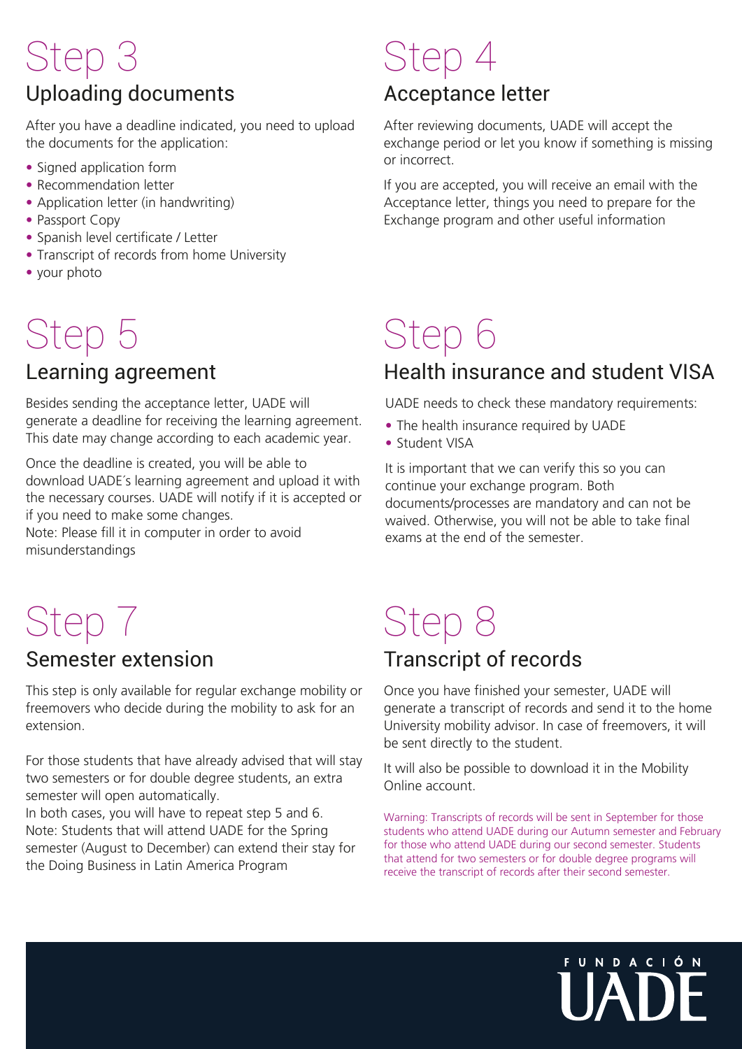# Step 3

## Uploading documents

After you have a deadline indicated, you need to upload the documents for the application:

- Signed application form
- Recommendation letter
- Application letter (in handwriting)
- Passport Copy
- Spanish level certificate / Letter
- Transcript of records from home University
- your photo

# Step 4

## Acceptance letter

After reviewing documents, UADE will accept the exchange period or let you know if something is missing or incorrect.

If you are accepted, you will receive an email with the Acceptance letter, things you need to prepare for the Exchange program and other useful information

# Step 5

## Learning agreement

Besides sending the acceptance letter, UADE will generate a deadline for receiving the learning agreement. This date may change according to each academic year.

Once the deadline is created, you will be able to download UADE´s learning agreement and upload it with the necessary courses. UADE will notify if it is accepted or if you need to make some changes.
Note: Please fill it in computer in order to avoid misunderstandings

# Step 6

## Health insurance and student VISA

UADE needs to check these mandatory requirements:

- The health insurance required by UADE
- Student VISA

It is important that we can verify this so you can continue your exchange program. Both documents/processes are mandatory and can not be waived. Otherwise, you will not be able to take final exams at the end of the semester.

# Step 7

## Semester extension

This step is only available for regular exchange mobility or freemovers who decide during the mobility to ask for an extension.

For those students that have already advised that will stay two semesters or for double degree students, an extra semester will open automatically.
In both cases, you will have to repeat step 5 and 6.
Note: Students that will attend UADE for the Spring semester (August to December) can extend their stay for the Doing Business in Latin America Program

# Step 8

## Transcript of records

Once you have finished your semester, UADE will generate a transcript of records and send it to the home University mobility advisor. In case of freemovers, it will be sent directly to the student.

It will also be possible to download it in the Mobility Online account.

Warning: Transcripts of records will be sent in September for those students who attend UADE during our Autumn semester and February for those who attend UADE during our second semester. Students that attend for two semesters or for double degree programs will receive the transcript of records after their second semester.

FUNDACIÓN UADE